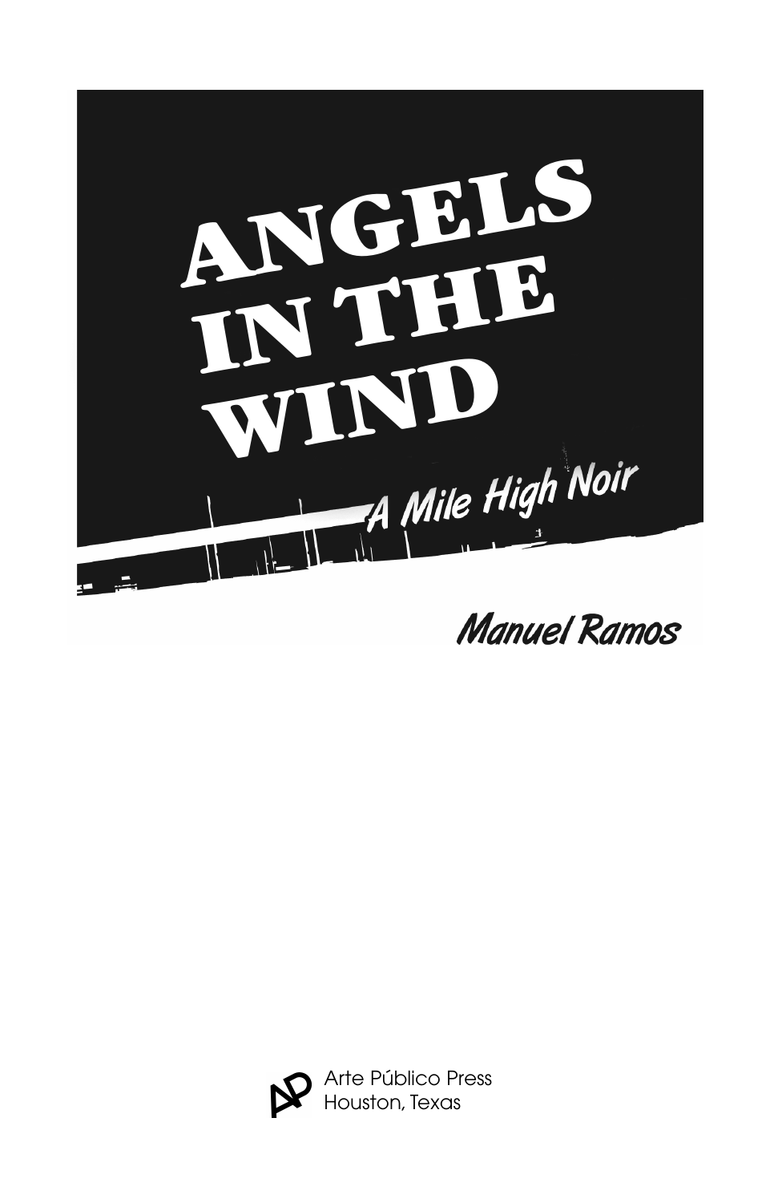# ANGELS IN THE WIND

## A Mile High Noir

Manuel Ramos

Arte Público Press
Houston, Texas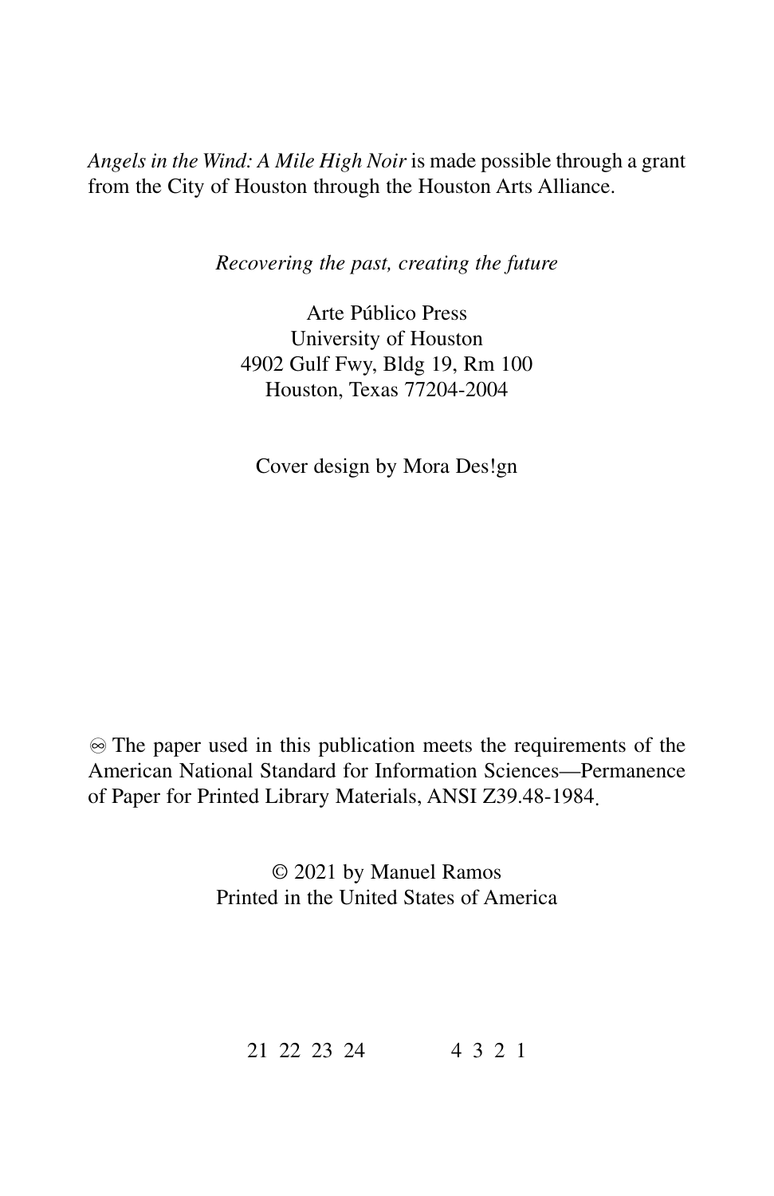*Angels in the Wind: A Mile High Noir* is made possible through a grant from the City of Houston through the Houston Arts Alliance.

*Recovering the past, creating the future*

Arte Público Press
University of Houston
4902 Gulf Fwy, Bldg 19, Rm 100
Houston, Texas 77204-2004

Cover design by Mora Des!gn

♾ The paper used in this publication meets the requirements of the American National Standard for Information Sciences—Permanence of Paper for Printed Library Materials, ANSI Z39.48-1984.

© 2021 by Manuel Ramos
Printed in the United States of America

21 22 23 24 4 3 2 1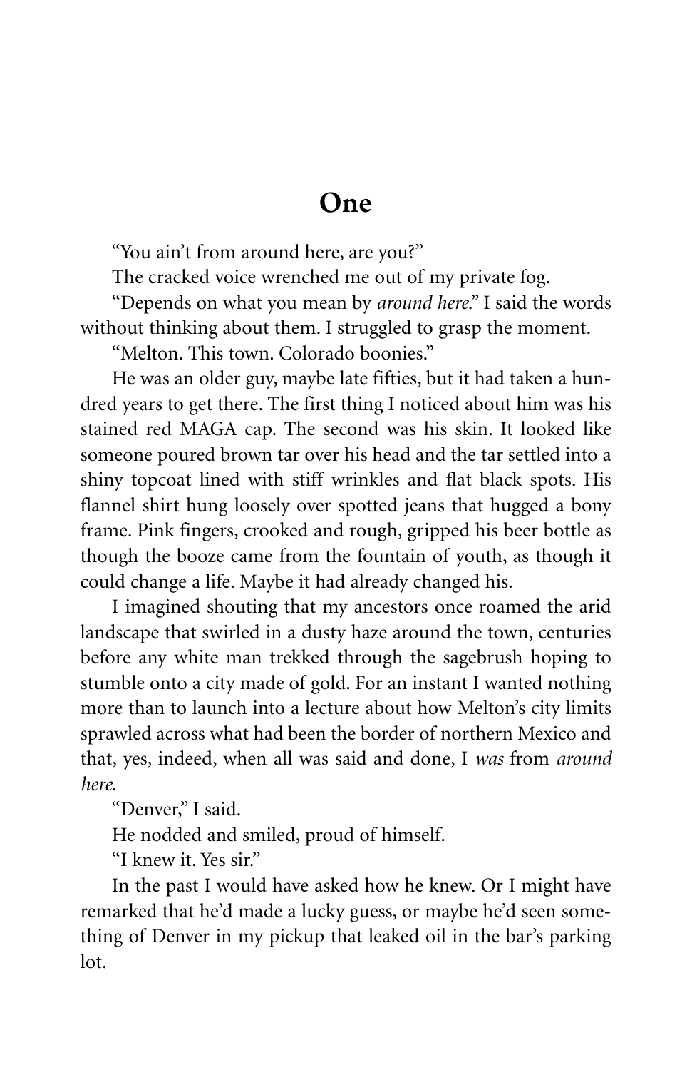# One

"You ain't from around here, are you?"

The cracked voice wrenched me out of my private fog.

"Depends on what you mean by *around here*." I said the words without thinking about them. I struggled to grasp the moment.

"Melton. This town. Colorado boonies."

He was an older guy, maybe late fifties, but it had taken a hundred years to get there. The first thing I noticed about him was his stained red MAGA cap. The second was his skin. It looked like someone poured brown tar over his head and the tar settled into a shiny topcoat lined with stiff wrinkles and flat black spots. His flannel shirt hung loosely over spotted jeans that hugged a bony frame. Pink fingers, crooked and rough, gripped his beer bottle as though the booze came from the fountain of youth, as though it could change a life. Maybe it had already changed his.

I imagined shouting that my ancestors once roamed the arid landscape that swirled in a dusty haze around the town, centuries before any white man trekked through the sagebrush hoping to stumble onto a city made of gold. For an instant I wanted nothing more than to launch into a lecture about how Melton's city limits sprawled across what had been the border of northern Mexico and that, yes, indeed, when all was said and done, I *was* from *around here*.

"Denver," I said.

He nodded and smiled, proud of himself.

"I knew it. Yes sir."

In the past I would have asked how he knew. Or I might have remarked that he'd made a lucky guess, or maybe he'd seen something of Denver in my pickup that leaked oil in the bar's parking lot.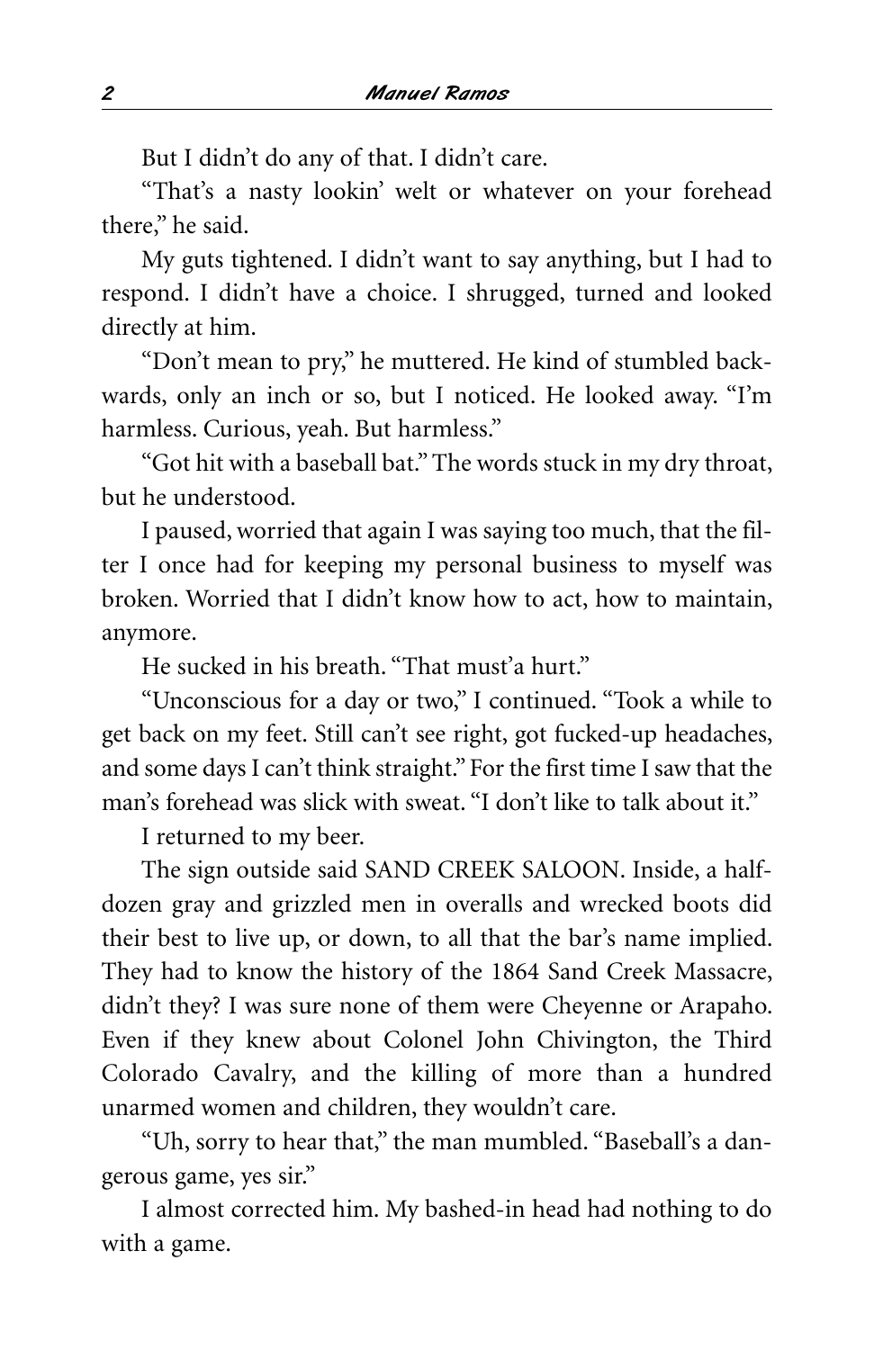But I didn't do any of that. I didn't care.

"That's a nasty lookin' welt or whatever on your forehead there," he said.

My guts tightened. I didn't want to say anything, but I had to respond. I didn't have a choice. I shrugged, turned and looked directly at him.

"Don't mean to pry," he muttered. He kind of stumbled backwards, only an inch or so, but I noticed. He looked away. "I'm harmless. Curious, yeah. But harmless."

"Got hit with a baseball bat." The words stuck in my dry throat, but he understood.

I paused, worried that again I was saying too much, that the filter I once had for keeping my personal business to myself was broken. Worried that I didn't know how to act, how to maintain, anymore.

He sucked in his breath. "That must'a hurt."

"Unconscious for a day or two," I continued. "Took a while to get back on my feet. Still can't see right, got fucked-up headaches, and some days I can't think straight." For the first time I saw that the man's forehead was slick with sweat. "I don't like to talk about it."

I returned to my beer.

The sign outside said SAND CREEK SALOON. Inside, a half-dozen gray and grizzled men in overalls and wrecked boots did their best to live up, or down, to all that the bar's name implied. They had to know the history of the 1864 Sand Creek Massacre, didn't they? I was sure none of them were Cheyenne or Arapaho. Even if they knew about Colonel John Chivington, the Third Colorado Cavalry, and the killing of more than a hundred unarmed women and children, they wouldn't care.

"Uh, sorry to hear that," the man mumbled. "Baseball's a dangerous game, yes sir."

I almost corrected him. My bashed-in head had nothing to do with a game.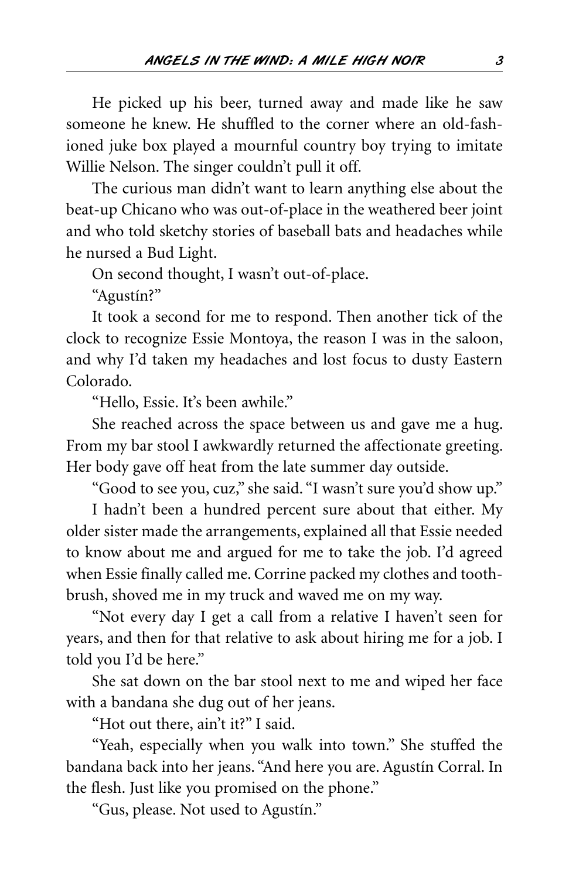He picked up his beer, turned away and made like he saw someone he knew. He shuffled to the corner where an old-fashioned juke box played a mournful country boy trying to imitate Willie Nelson. The singer couldn't pull it off.

The curious man didn't want to learn anything else about the beat-up Chicano who was out-of-place in the weathered beer joint and who told sketchy stories of baseball bats and headaches while he nursed a Bud Light.

On second thought, I wasn't out-of-place.

"Agustín?"

It took a second for me to respond. Then another tick of the clock to recognize Essie Montoya, the reason I was in the saloon, and why I'd taken my headaches and lost focus to dusty Eastern Colorado.

"Hello, Essie. It's been awhile."

She reached across the space between us and gave me a hug. From my bar stool I awkwardly returned the affectionate greeting. Her body gave off heat from the late summer day outside.

"Good to see you, cuz," she said. "I wasn't sure you'd show up."

I hadn't been a hundred percent sure about that either. My older sister made the arrangements, explained all that Essie needed to know about me and argued for me to take the job. I'd agreed when Essie finally called me. Corrine packed my clothes and toothbrush, shoved me in my truck and waved me on my way.

"Not every day I get a call from a relative I haven't seen for years, and then for that relative to ask about hiring me for a job. I told you I'd be here."

She sat down on the bar stool next to me and wiped her face with a bandana she dug out of her jeans.

"Hot out there, ain't it?" I said.

"Yeah, especially when you walk into town." She stuffed the bandana back into her jeans. "And here you are. Agustín Corral. In the flesh. Just like you promised on the phone."

"Gus, please. Not used to Agustín."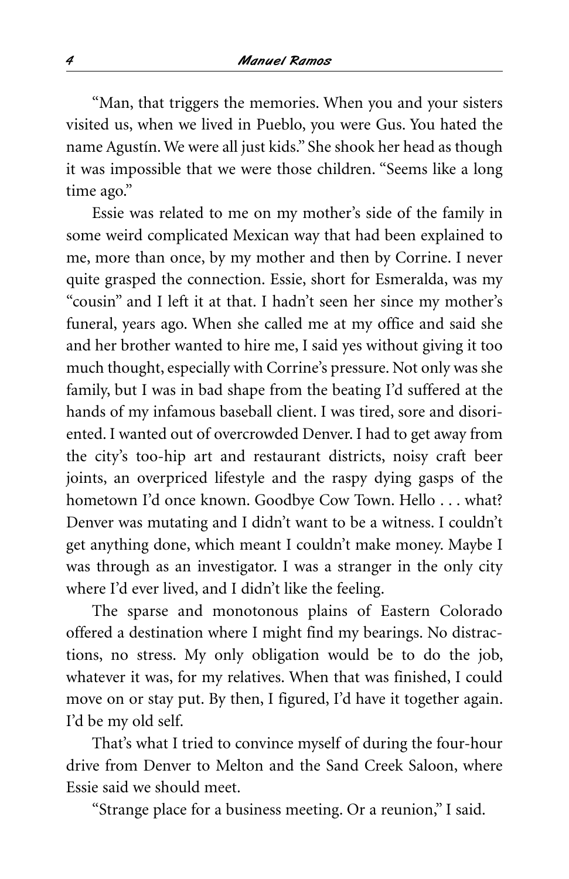"Man, that triggers the memories. When you and your sisters visited us, when we lived in Pueblo, you were Gus. You hated the name Agustín. We were all just kids." She shook her head as though it was impossible that we were those children. "Seems like a long time ago."

Essie was related to me on my mother's side of the family in some weird complicated Mexican way that had been explained to me, more than once, by my mother and then by Corrine. I never quite grasped the connection. Essie, short for Esmeralda, was my "cousin" and I left it at that. I hadn't seen her since my mother's funeral, years ago. When she called me at my office and said she and her brother wanted to hire me, I said yes without giving it too much thought, especially with Corrine's pressure. Not only was she family, but I was in bad shape from the beating I'd suffered at the hands of my infamous baseball client. I was tired, sore and disoriented. I wanted out of overcrowded Denver. I had to get away from the city's too-hip art and restaurant districts, noisy craft beer joints, an overpriced lifestyle and the raspy dying gasps of the hometown I'd once known. Goodbye Cow Town. Hello . . . what? Denver was mutating and I didn't want to be a witness. I couldn't get anything done, which meant I couldn't make money. Maybe I was through as an investigator. I was a stranger in the only city where I'd ever lived, and I didn't like the feeling.

The sparse and monotonous plains of Eastern Colorado offered a destination where I might find my bearings. No distractions, no stress. My only obligation would be to do the job, whatever it was, for my relatives. When that was finished, I could move on or stay put. By then, I figured, I'd have it together again. I'd be my old self.

That's what I tried to convince myself of during the four-hour drive from Denver to Melton and the Sand Creek Saloon, where Essie said we should meet.

"Strange place for a business meeting. Or a reunion," I said.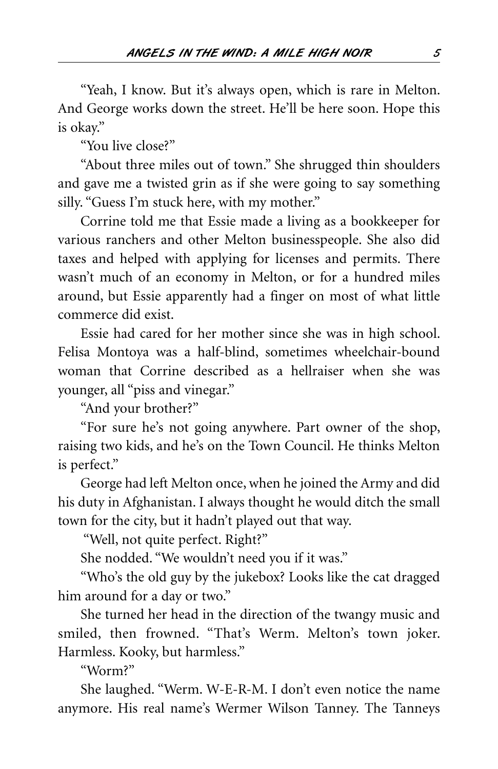"Yeah, I know. But it's always open, which is rare in Melton. And George works down the street. He'll be here soon. Hope this is okay."

"You live close?"

"About three miles out of town." She shrugged thin shoulders and gave me a twisted grin as if she were going to say something silly. "Guess I'm stuck here, with my mother."

Corrine told me that Essie made a living as a bookkeeper for various ranchers and other Melton businesspeople. She also did taxes and helped with applying for licenses and permits. There wasn't much of an economy in Melton, or for a hundred miles around, but Essie apparently had a finger on most of what little commerce did exist.

Essie had cared for her mother since she was in high school. Felisa Montoya was a half-blind, sometimes wheelchair-bound woman that Corrine described as a hellraiser when she was younger, all "piss and vinegar."

"And your brother?"

"For sure he's not going anywhere. Part owner of the shop, raising two kids, and he's on the Town Council. He thinks Melton is perfect."

George had left Melton once, when he joined the Army and did his duty in Afghanistan. I always thought he would ditch the small town for the city, but it hadn't played out that way.

"Well, not quite perfect. Right?"

She nodded. "We wouldn't need you if it was."

"Who's the old guy by the jukebox? Looks like the cat dragged him around for a day or two."

She turned her head in the direction of the twangy music and smiled, then frowned. "That's Werm. Melton's town joker. Harmless. Kooky, but harmless."

"Worm?"

She laughed. "Werm. W-E-R-M. I don't even notice the name anymore. His real name's Wermer Wilson Tanney. The Tanneys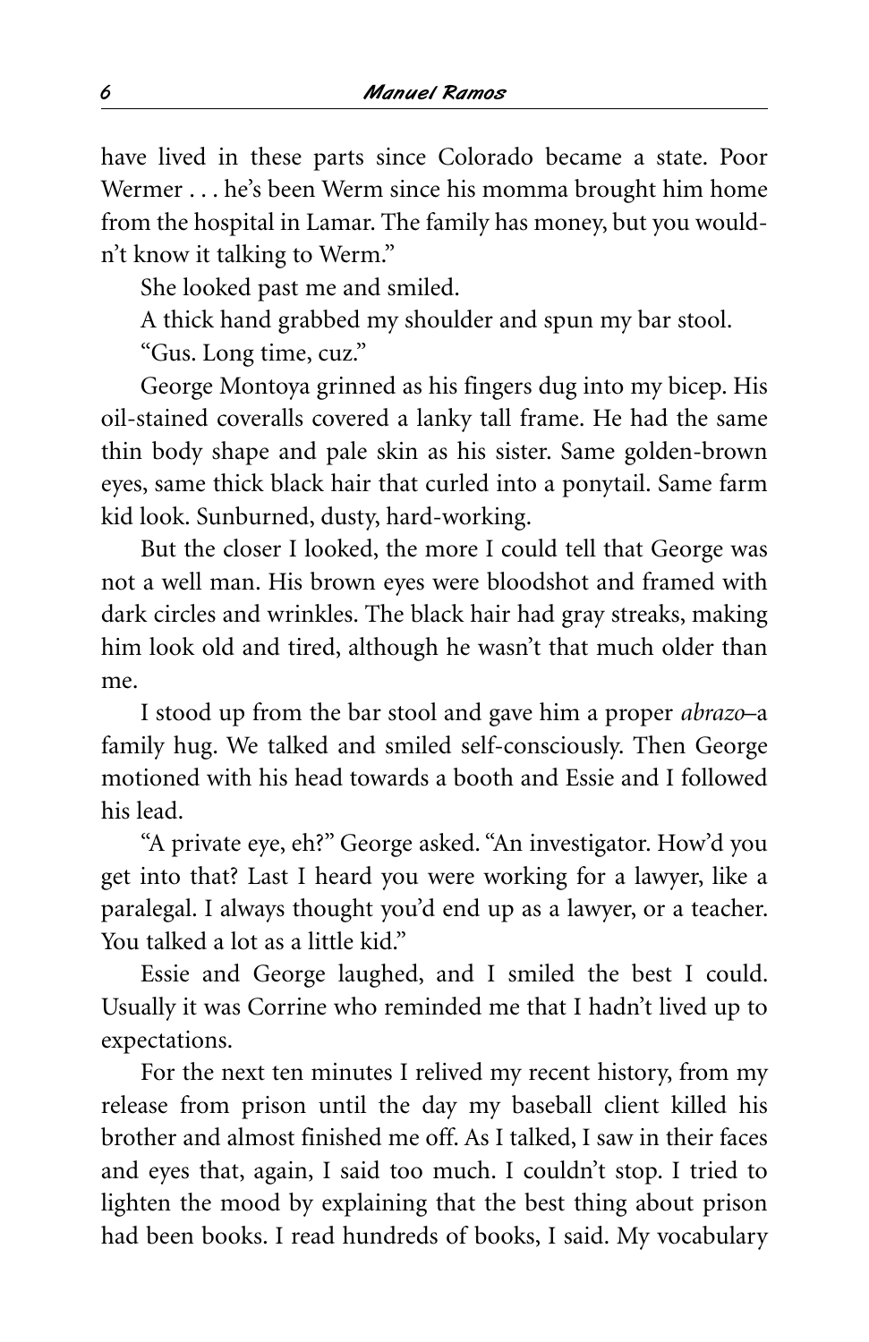have lived in these parts since Colorado became a state. Poor Wermer . . . he's been Werm since his momma brought him home from the hospital in Lamar. The family has money, but you wouldn't know it talking to Werm."

She looked past me and smiled.

A thick hand grabbed my shoulder and spun my bar stool.

"Gus. Long time, cuz."

George Montoya grinned as his fingers dug into my bicep. His oil-stained coveralls covered a lanky tall frame. He had the same thin body shape and pale skin as his sister. Same golden-brown eyes, same thick black hair that curled into a ponytail. Same farm kid look. Sunburned, dusty, hard-working.

But the closer I looked, the more I could tell that George was not a well man. His brown eyes were bloodshot and framed with dark circles and wrinkles. The black hair had gray streaks, making him look old and tired, although he wasn't that much older than me.

I stood up from the bar stool and gave him a proper *abrazo*–a family hug. We talked and smiled self-consciously. Then George motioned with his head towards a booth and Essie and I followed his lead.

"A private eye, eh?" George asked. "An investigator. How'd you get into that? Last I heard you were working for a lawyer, like a paralegal. I always thought you'd end up as a lawyer, or a teacher. You talked a lot as a little kid."

Essie and George laughed, and I smiled the best I could. Usually it was Corrine who reminded me that I hadn't lived up to expectations.

For the next ten minutes I relived my recent history, from my release from prison until the day my baseball client killed his brother and almost finished me off. As I talked, I saw in their faces and eyes that, again, I said too much. I couldn't stop. I tried to lighten the mood by explaining that the best thing about prison had been books. I read hundreds of books, I said. My vocabulary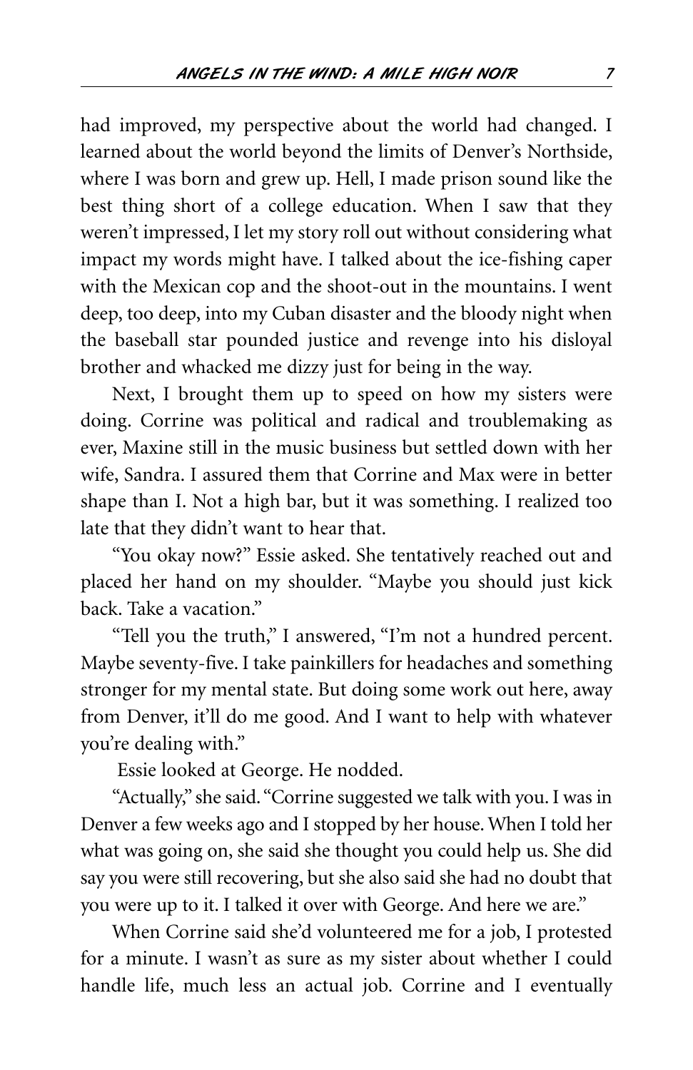had improved, my perspective about the world had changed. I learned about the world beyond the limits of Denver's Northside, where I was born and grew up. Hell, I made prison sound like the best thing short of a college education. When I saw that they weren't impressed, I let my story roll out without considering what impact my words might have. I talked about the ice-fishing caper with the Mexican cop and the shoot-out in the mountains. I went deep, too deep, into my Cuban disaster and the bloody night when the baseball star pounded justice and revenge into his disloyal brother and whacked me dizzy just for being in the way.

Next, I brought them up to speed on how my sisters were doing. Corrine was political and radical and troublemaking as ever, Maxine still in the music business but settled down with her wife, Sandra. I assured them that Corrine and Max were in better shape than I. Not a high bar, but it was something. I realized too late that they didn't want to hear that.

"You okay now?" Essie asked. She tentatively reached out and placed her hand on my shoulder. "Maybe you should just kick back. Take a vacation."

"Tell you the truth," I answered, "I'm not a hundred percent. Maybe seventy-five. I take painkillers for headaches and something stronger for my mental state. But doing some work out here, away from Denver, it'll do me good. And I want to help with whatever you're dealing with."

Essie looked at George. He nodded.

"Actually," she said. "Corrine suggested we talk with you. I was in Denver a few weeks ago and I stopped by her house. When I told her what was going on, she said she thought you could help us. She did say you were still recovering, but she also said she had no doubt that you were up to it. I talked it over with George. And here we are."

When Corrine said she'd volunteered me for a job, I protested for a minute. I wasn't as sure as my sister about whether I could handle life, much less an actual job. Corrine and I eventually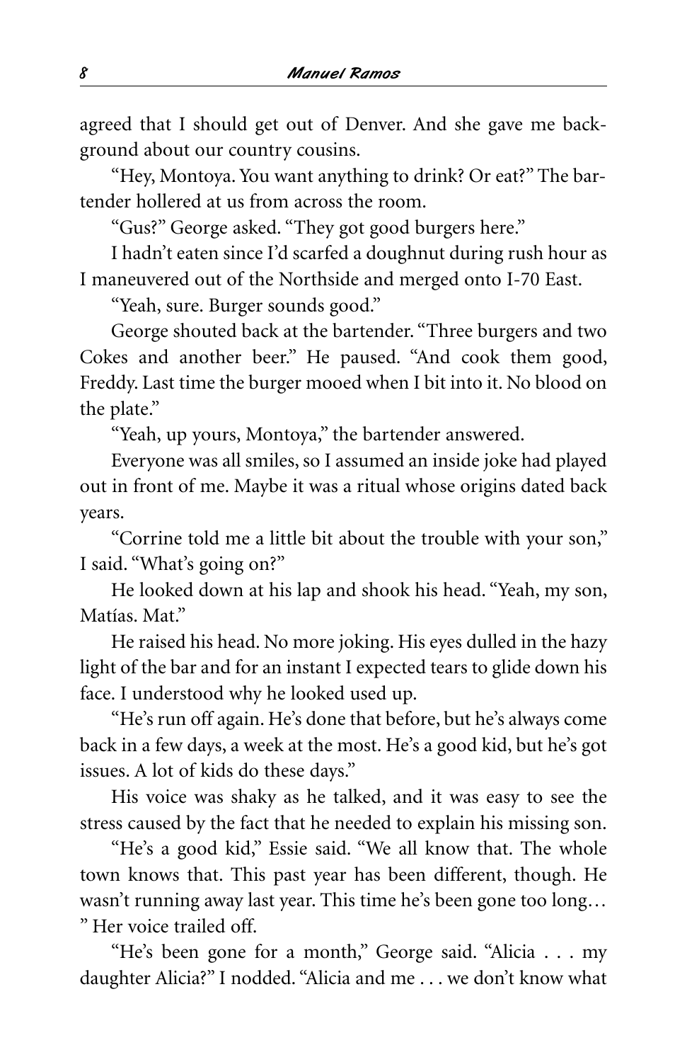agreed that I should get out of Denver. And she gave me background about our country cousins.

"Hey, Montoya. You want anything to drink? Or eat?" The bartender hollered at us from across the room.

"Gus?" George asked. "They got good burgers here."

I hadn't eaten since I'd scarfed a doughnut during rush hour as I maneuvered out of the Northside and merged onto I-70 East.

"Yeah, sure. Burger sounds good."

George shouted back at the bartender. "Three burgers and two Cokes and another beer." He paused. "And cook them good, Freddy. Last time the burger mooed when I bit into it. No blood on the plate."

"Yeah, up yours, Montoya," the bartender answered.

Everyone was all smiles, so I assumed an inside joke had played out in front of me. Maybe it was a ritual whose origins dated back years.

"Corrine told me a little bit about the trouble with your son," I said. "What's going on?"

He looked down at his lap and shook his head. "Yeah, my son, Matías. Mat."

He raised his head. No more joking. His eyes dulled in the hazy light of the bar and for an instant I expected tears to glide down his face. I understood why he looked used up.

"He's run off again. He's done that before, but he's always come back in a few days, a week at the most. He's a good kid, but he's got issues. A lot of kids do these days."

His voice was shaky as he talked, and it was easy to see the stress caused by the fact that he needed to explain his missing son.

"He's a good kid," Essie said. "We all know that. The whole town knows that. This past year has been different, though. He wasn't running away last year. This time he's been gone too long… " Her voice trailed off.

"He's been gone for a month," George said. "Alicia . . . my daughter Alicia?" I nodded. "Alicia and me . . . we don't know what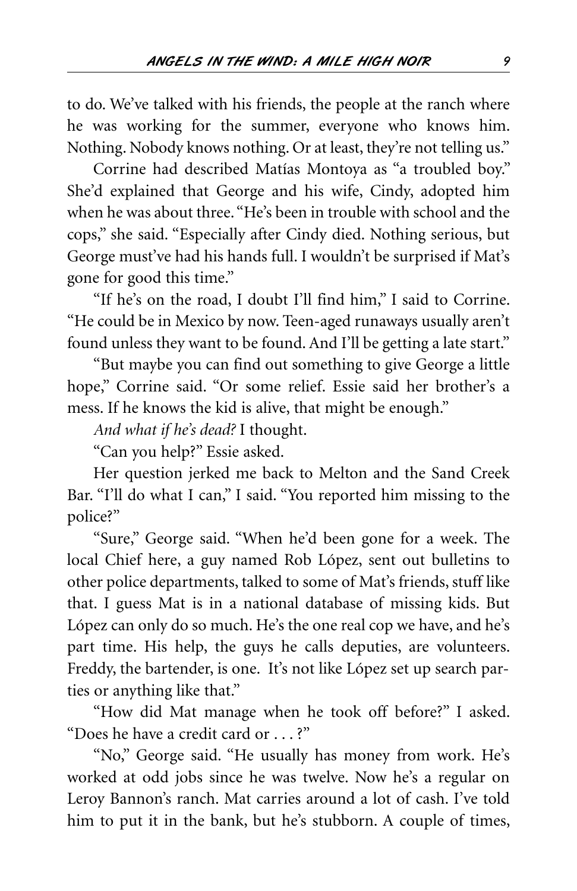to do. We've talked with his friends, the people at the ranch where he was working for the summer, everyone who knows him. Nothing. Nobody knows nothing. Or at least, they're not telling us."

Corrine had described Matías Montoya as "a troubled boy." She'd explained that George and his wife, Cindy, adopted him when he was about three. "He's been in trouble with school and the cops," she said. "Especially after Cindy died. Nothing serious, but George must've had his hands full. I wouldn't be surprised if Mat's gone for good this time."

"If he's on the road, I doubt I'll find him," I said to Corrine. "He could be in Mexico by now. Teen-aged runaways usually aren't found unless they want to be found. And I'll be getting a late start."

"But maybe you can find out something to give George a little hope," Corrine said. "Or some relief. Essie said her brother's a mess. If he knows the kid is alive, that might be enough."

*And what if he's dead?* I thought.

"Can you help?" Essie asked.

Her question jerked me back to Melton and the Sand Creek Bar. "I'll do what I can," I said. "You reported him missing to the police?"

"Sure," George said. "When he'd been gone for a week. The local Chief here, a guy named Rob López, sent out bulletins to other police departments, talked to some of Mat's friends, stuff like that. I guess Mat is in a national database of missing kids. But López can only do so much. He's the one real cop we have, and he's part time. His help, the guys he calls deputies, are volunteers. Freddy, the bartender, is one. It's not like López set up search parties or anything like that."

"How did Mat manage when he took off before?" I asked. "Does he have a credit card or . . . ?"

"No," George said. "He usually has money from work. He's worked at odd jobs since he was twelve. Now he's a regular on Leroy Bannon's ranch. Mat carries around a lot of cash. I've told him to put it in the bank, but he's stubborn. A couple of times,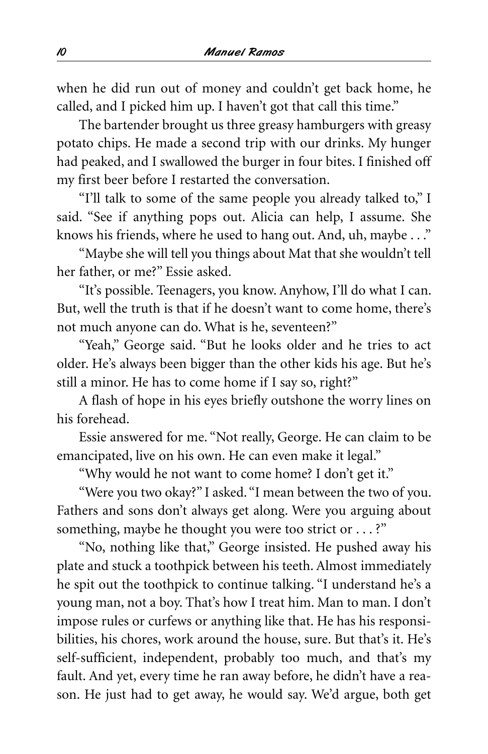when he did run out of money and couldn't get back home, he called, and I picked him up. I haven't got that call this time."

The bartender brought us three greasy hamburgers with greasy potato chips. He made a second trip with our drinks. My hunger had peaked, and I swallowed the burger in four bites. I finished off my first beer before I restarted the conversation.

"I'll talk to some of the same people you already talked to," I said. "See if anything pops out. Alicia can help, I assume. She knows his friends, where he used to hang out. And, uh, maybe . . ."

"Maybe she will tell you things about Mat that she wouldn't tell her father, or me?" Essie asked.

"It's possible. Teenagers, you know. Anyhow, I'll do what I can. But, well the truth is that if he doesn't want to come home, there's not much anyone can do. What is he, seventeen?"

"Yeah," George said. "But he looks older and he tries to act older. He's always been bigger than the other kids his age. But he's still a minor. He has to come home if I say so, right?"

A flash of hope in his eyes briefly outshone the worry lines on his forehead.

Essie answered for me. "Not really, George. He can claim to be emancipated, live on his own. He can even make it legal."

"Why would he not want to come home? I don't get it."

"Were you two okay?" I asked. "I mean between the two of you. Fathers and sons don't always get along. Were you arguing about something, maybe he thought you were too strict or . . . ?"

"No, nothing like that," George insisted. He pushed away his plate and stuck a toothpick between his teeth. Almost immediately he spit out the toothpick to continue talking. "I understand he's a young man, not a boy. That's how I treat him. Man to man. I don't impose rules or curfews or anything like that. He has his responsibilities, his chores, work around the house, sure. But that's it. He's self-sufficient, independent, probably too much, and that's my fault. And yet, every time he ran away before, he didn't have a reason. He just had to get away, he would say. We'd argue, both get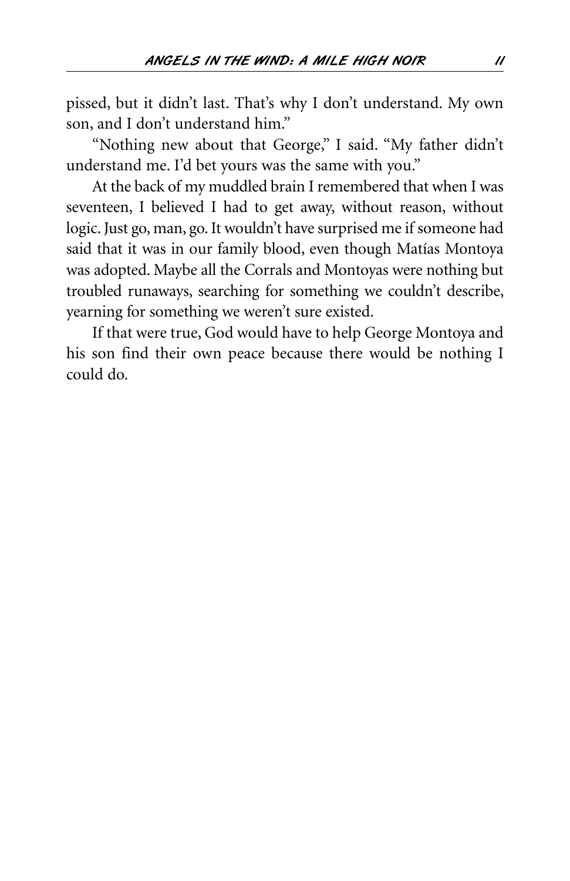pissed, but it didn't last. That's why I don't understand. My own son, and I don't understand him."

"Nothing new about that George," I said. "My father didn't understand me. I'd bet yours was the same with you."

At the back of my muddled brain I remembered that when I was seventeen, I believed I had to get away, without reason, without logic. Just go, man, go. It wouldn't have surprised me if someone had said that it was in our family blood, even though Matías Montoya was adopted. Maybe all the Corrals and Montoyas were nothing but troubled runaways, searching for something we couldn't describe, yearning for something we weren't sure existed.

If that were true, God would have to help George Montoya and his son find their own peace because there would be nothing I could do.